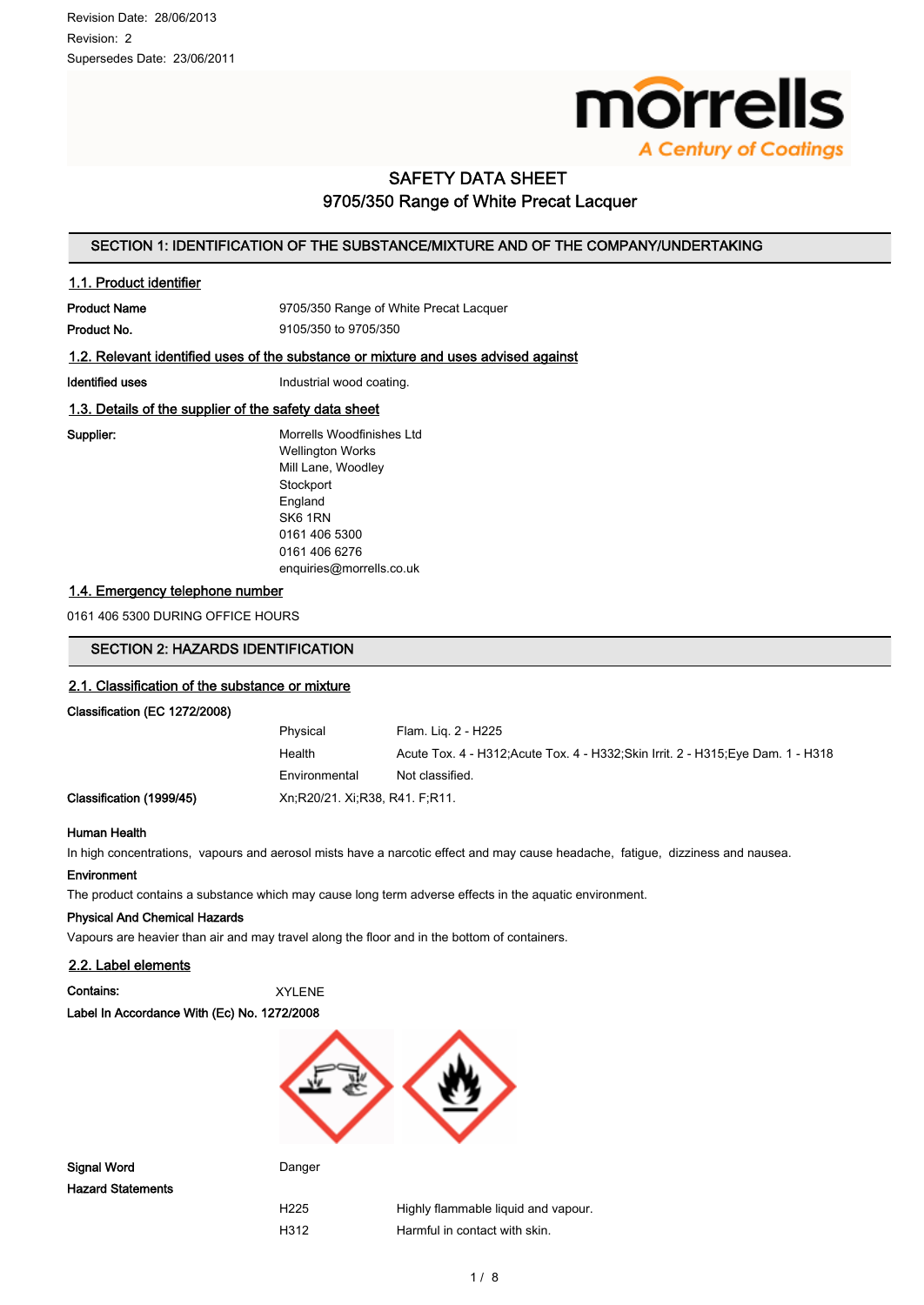Revision Date: 28/06/2013

Revision: 2

Supersedes Date: 23/06/2011

morrells

A Century of Coatings

# SAFETY DATA SHEET
# 9705/350 Range of White Precat Lacquer

## SECTION 1: IDENTIFICATION OF THE SUBSTANCE/MIXTURE AND OF THE COMPANY/UNDERTAKING

### 1.1. Product identifier

| | |
|---|---|
| **Product Name** | 9705/350 Range of White Precat Lacquer |
| **Product No.** | 9105/350 to 9705/350 |

### 1.2. Relevant identified uses of the substance or mixture and uses advised against

| | |
|---|---|
| **Identified uses** | Industrial wood coating. |

### 1.3. Details of the supplier of the safety data sheet

**Supplier:**

Morrells Woodfinishes Ltd
Wellington Works
Mill Lane, Woodley
Stockport
England
SK6 1RN
0161 406 5300
0161 406 6276
enquiries@morrells.co.uk

### 1.4. Emergency telephone number

0161 406 5300 DURING OFFICE HOURS

## SECTION 2: HAZARDS IDENTIFICATION

### 2.1. Classification of the substance or mixture

**Classification (EC 1272/2008)**

| | | |
|---|---|---|
| | Physical | Flam. Liq. 2 - H225 |
| | Health | Acute Tox. 4 - H312;Acute Tox. 4 - H332;Skin Irrit. 2 - H315;Eye Dam. 1 - H318 |
| | Environmental | Not classified. |
| **Classification (1999/45)** | Xn;R20/21. Xi;R38, R41. F;R11. | |

**Human Health**

In high concentrations, vapours and aerosol mists have a narcotic effect and may cause headache, fatigue, dizziness and nausea.

**Environment**

The product contains a substance which may cause long term adverse effects in the aquatic environment.

**Physical And Chemical Hazards**

Vapours are heavier than air and may travel along the floor and in the bottom of containers.

### 2.2. Label elements

**Contains:** XYLENE

**Label In Accordance With (Ec) No. 1272/2008**

**Signal Word** Danger

**Hazard Statements**

| | |
|---|---|
| H225 | Highly flammable liquid and vapour. |
| H312 | Harmful in contact with skin. |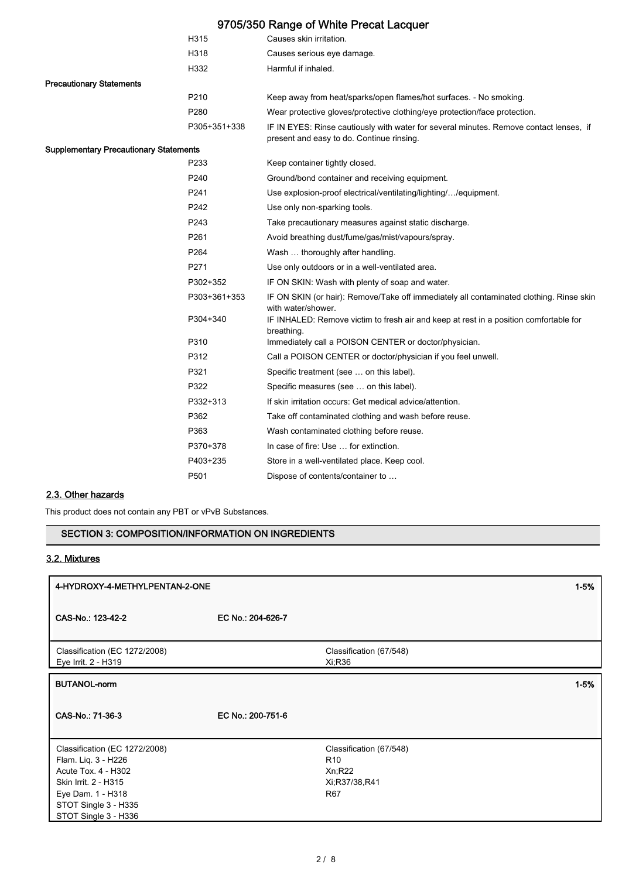| | |
|---|---|
| H315 | Causes skin irritation. |
| H318 | Causes serious eye damage. |
| H332 | Harmful if inhaled. |

**Precautionary Statements**

| | |
|---|---|
| P210 | Keep away from heat/sparks/open flames/hot surfaces. - No smoking. |
| P280 | Wear protective gloves/protective clothing/eye protection/face protection. |
| P305+351+338 | IF IN EYES: Rinse cautiously with water for several minutes. Remove contact lenses, if present and easy to do. Continue rinsing. |

**Supplementary Precautionary Statements**

| | |
|---|---|
| P233 | Keep container tightly closed. |
| P240 | Ground/bond container and receiving equipment. |
| P241 | Use explosion-proof electrical/ventilating/lighting/…/equipment. |
| P242 | Use only non-sparking tools. |
| P243 | Take precautionary measures against static discharge. |
| P261 | Avoid breathing dust/fume/gas/mist/vapours/spray. |
| P264 | Wash … thoroughly after handling. |
| P271 | Use only outdoors or in a well-ventilated area. |
| P302+352 | IF ON SKIN: Wash with plenty of soap and water. |
| P303+361+353 | IF ON SKIN (or hair): Remove/Take off immediately all contaminated clothing. Rinse skin with water/shower. |
| P304+340 | IF INHALED: Remove victim to fresh air and keep at rest in a position comfortable for breathing. |
| P310 | Immediately call a POISON CENTER or doctor/physician. |
| P312 | Call a POISON CENTER or doctor/physician if you feel unwell. |
| P321 | Specific treatment (see … on this label). |
| P322 | Specific measures (see … on this label). |
| P332+313 | If skin irritation occurs: Get medical advice/attention. |
| P362 | Take off contaminated clothing and wash before reuse. |
| P363 | Wash contaminated clothing before reuse. |
| P370+378 | In case of fire: Use … for extinction. |
| P403+235 | Store in a well-ventilated place. Keep cool. |
| P501 | Dispose of contents/container to … |

## 2.3. Other hazards

This product does not contain any PBT or vPvB Substances.

## SECTION 3: COMPOSITION/INFORMATION ON INGREDIENTS

### 3.2. Mixtures

| **4-HYDROXY-4-METHYLPENTAN-2-ONE** | | **1-5%** |
|---|---|---|
| **CAS-No.: 123-42-2** | **EC No.: 204-626-7** | |
| Classification (EC 1272/2008)<br>Eye Irrit. 2 - H319 | Classification (67/548)<br>Xi;R36 | |

| **BUTANOL-norm** | | **1-5%** |
|---|---|---|
| **CAS-No.: 71-36-3** | **EC No.: 200-751-6** | |
| Classification (EC 1272/2008)<br>Flam. Liq. 3 - H226<br>Acute Tox. 4 - H302<br>Skin Irrit. 2 - H315<br>Eye Dam. 1 - H318<br>STOT Single 3 - H335<br>STOT Single 3 - H336 | Classification (67/548)<br>R10<br>Xn;R22<br>Xi;R37/38,R41<br>R67 | |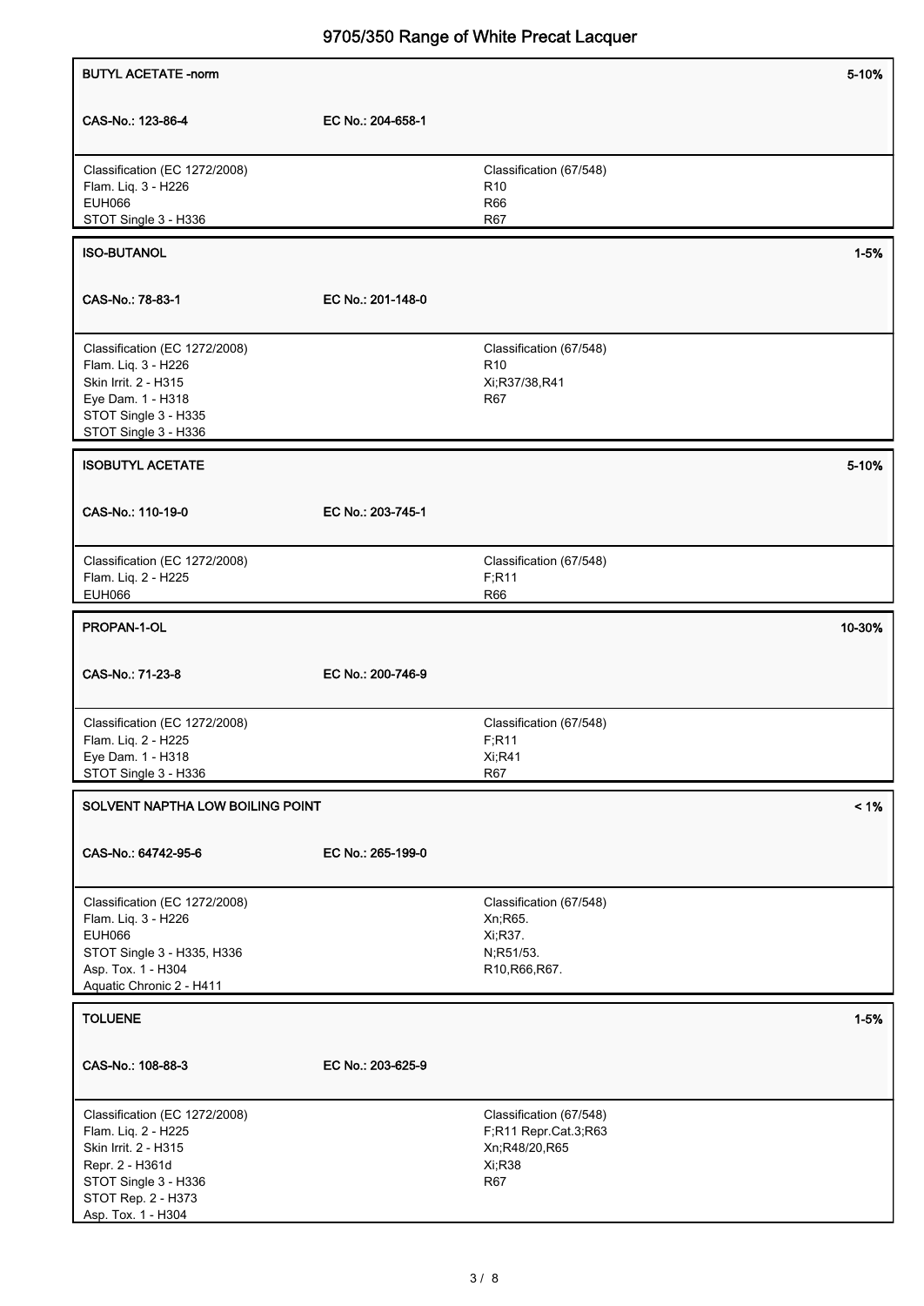| **BUTYL ACETATE -norm** | | **5-10%** |
|---|---|---|
| **CAS-No.: 123-86-4** | **EC No.: 204-658-1** | |
| Classification (EC 1272/2008)<br>Flam. Liq. 3 - H226<br>EUH066<br>STOT Single 3 - H336 | | Classification (67/548)<br>R10<br>R66<br>R67 |

| **ISO-BUTANOL** | | **1-5%** |
|---|---|---|
| **CAS-No.: 78-83-1** | **EC No.: 201-148-0** | |
| Classification (EC 1272/2008)<br>Flam. Liq. 3 - H226<br>Skin Irrit. 2 - H315<br>Eye Dam. 1 - H318<br>STOT Single 3 - H335<br>STOT Single 3 - H336 | | Classification (67/548)<br>R10<br>Xi;R37/38,R41<br>R67 |

| **ISOBUTYL ACETATE** | | **5-10%** |
|---|---|---|
| **CAS-No.: 110-19-0** | **EC No.: 203-745-1** | |
| Classification (EC 1272/2008)<br>Flam. Liq. 2 - H225<br>EUH066 | | Classification (67/548)<br>F;R11<br>R66 |

| **PROPAN-1-OL** | | **10-30%** |
|---|---|---|
| **CAS-No.: 71-23-8** | **EC No.: 200-746-9** | |
| Classification (EC 1272/2008)<br>Flam. Liq. 2 - H225<br>Eye Dam. 1 - H318<br>STOT Single 3 - H336 | | Classification (67/548)<br>F;R11<br>Xi;R41<br>R67 |

| **SOLVENT NAPTHA LOW BOILING POINT** | | **< 1%** |
|---|---|---|
| **CAS-No.: 64742-95-6** | **EC No.: 265-199-0** | |
| Classification (EC 1272/2008)<br>Flam. Liq. 3 - H226<br>EUH066<br>STOT Single 3 - H335, H336<br>Asp. Tox. 1 - H304<br>Aquatic Chronic 2 - H411 | | Classification (67/548)<br>Xn;R65.<br>Xi;R37.<br>N;R51/53.<br>R10,R66,R67. |

| **TOLUENE** | | **1-5%** |
|---|---|---|
| **CAS-No.: 108-88-3** | **EC No.: 203-625-9** | |
| Classification (EC 1272/2008)<br>Flam. Liq. 2 - H225<br>Skin Irrit. 2 - H315<br>Repr. 2 - H361d<br>STOT Single 3 - H336<br>STOT Rep. 2 - H373<br>Asp. Tox. 1 - H304 | | Classification (67/548)<br>F;R11 Repr.Cat.3;R63<br>Xn;R48/20,R65<br>Xi;R38<br>R67 |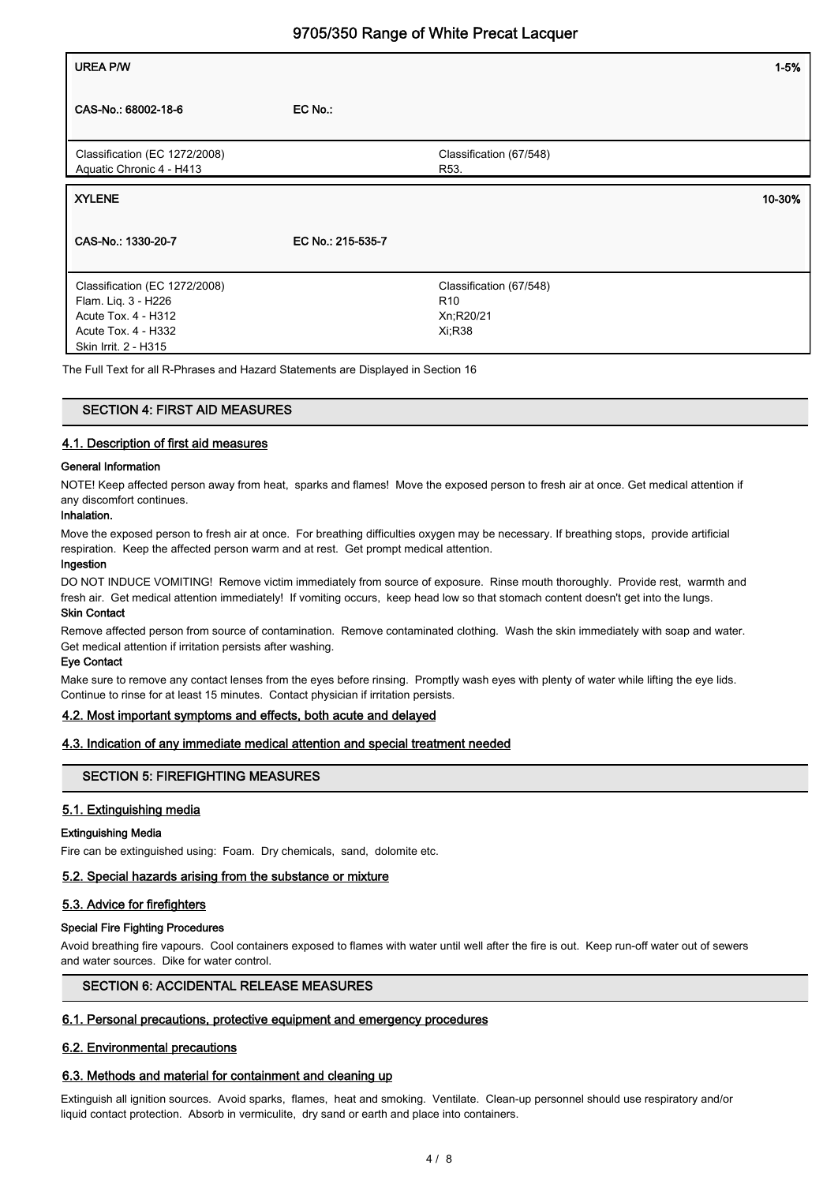| UREA P/W | | 1-5% |
|---|---|---|
| CAS-No.: 68002-18-6 | EC No.: | |
| Classification (EC 1272/2008)<br>Aquatic Chronic 4 - H413 | Classification (67/548)<br>R53. | |

| XYLENE | | 10-30% |
|---|---|---|
| CAS-No.: 1330-20-7 | EC No.: 215-535-7 | |
| Classification (EC 1272/2008)<br>Flam. Liq. 3 - H226<br>Acute Tox. 4 - H312<br>Acute Tox. 4 - H332<br>Skin Irrit. 2 - H315 | Classification (67/548)<br>R10<br>Xn;R20/21<br>Xi;R38 | |

The Full Text for all R-Phrases and Hazard Statements are Displayed in Section 16

## SECTION 4: FIRST AID MEASURES

### 4.1. Description of first aid measures

**General Information**

NOTE! Keep affected person away from heat, sparks and flames! Move the exposed person to fresh air at once. Get medical attention if any discomfort continues.

**Inhalation.**

Move the exposed person to fresh air at once. For breathing difficulties oxygen may be necessary. If breathing stops, provide artificial respiration. Keep the affected person warm and at rest. Get prompt medical attention.

**Ingestion**

DO NOT INDUCE VOMITING! Remove victim immediately from source of exposure. Rinse mouth thoroughly. Provide rest, warmth and fresh air. Get medical attention immediately! If vomiting occurs, keep head low so that stomach content doesn't get into the lungs.

**Skin Contact**

Remove affected person from source of contamination. Remove contaminated clothing. Wash the skin immediately with soap and water. Get medical attention if irritation persists after washing.

**Eye Contact**

Make sure to remove any contact lenses from the eyes before rinsing. Promptly wash eyes with plenty of water while lifting the eye lids. Continue to rinse for at least 15 minutes. Contact physician if irritation persists.

### 4.2. Most important symptoms and effects, both acute and delayed

### 4.3. Indication of any immediate medical attention and special treatment needed

## SECTION 5: FIREFIGHTING MEASURES

### 5.1. Extinguishing media

**Extinguishing Media**

Fire can be extinguished using: Foam. Dry chemicals, sand, dolomite etc.

### 5.2. Special hazards arising from the substance or mixture

### 5.3. Advice for firefighters

**Special Fire Fighting Procedures**

Avoid breathing fire vapours. Cool containers exposed to flames with water until well after the fire is out. Keep run-off water out of sewers and water sources. Dike for water control.

## SECTION 6: ACCIDENTAL RELEASE MEASURES

### 6.1. Personal precautions, protective equipment and emergency procedures

### 6.2. Environmental precautions

### 6.3. Methods and material for containment and cleaning up

Extinguish all ignition sources. Avoid sparks, flames, heat and smoking. Ventilate. Clean-up personnel should use respiratory and/or liquid contact protection. Absorb in vermiculite, dry sand or earth and place into containers.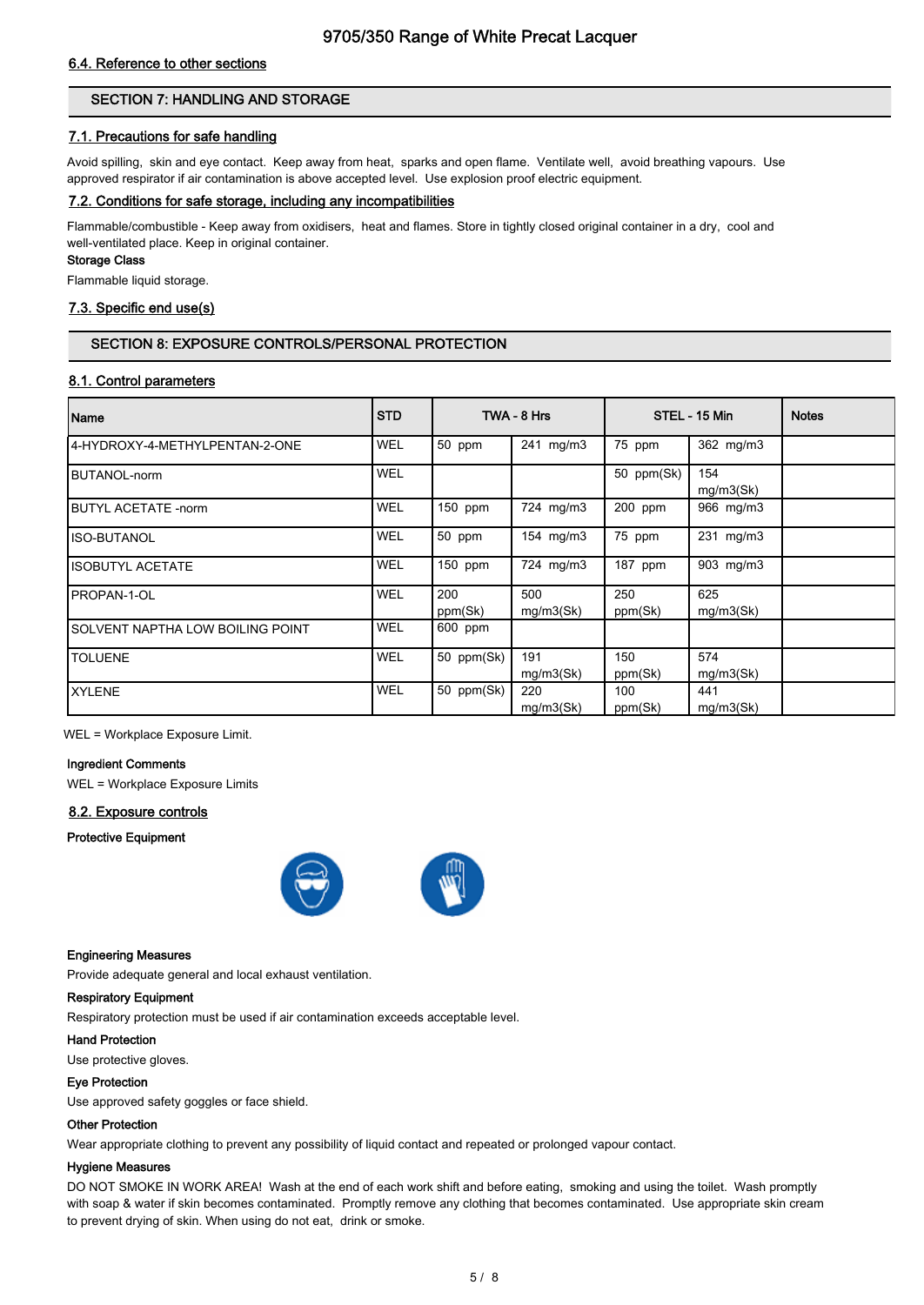#### 6.4. Reference to other sections

## SECTION 7: HANDLING AND STORAGE

#### 7.1. Precautions for safe handling

Avoid spilling, skin and eye contact. Keep away from heat, sparks and open flame. Ventilate well, avoid breathing vapours. Use approved respirator if air contamination is above accepted level. Use explosion proof electric equipment.

#### 7.2. Conditions for safe storage, including any incompatibilities

Flammable/combustible - Keep away from oxidisers, heat and flames. Store in tightly closed original container in a dry, cool and well-ventilated place. Keep in original container.

**Storage Class**

Flammable liquid storage.

#### 7.3. Specific end use(s)

## SECTION 8: EXPOSURE CONTROLS/PERSONAL PROTECTION

#### 8.1. Control parameters

| Name | STD | TWA - 8 Hrs | | STEL - 15 Min | | Notes |
|---|---|---|---|---|---|---|
| 4-HYDROXY-4-METHYLPENTAN-2-ONE | WEL | 50 ppm | 241 mg/m3 | 75 ppm | 362 mg/m3 | |
| BUTANOL-norm | WEL | | | 50 ppm(Sk) | 154 mg/m3(Sk) | |
| BUTYL ACETATE -norm | WEL | 150 ppm | 724 mg/m3 | 200 ppm | 966 mg/m3 | |
| ISO-BUTANOL | WEL | 50 ppm | 154 mg/m3 | 75 ppm | 231 mg/m3 | |
| ISOBUTYL ACETATE | WEL | 150 ppm | 724 mg/m3 | 187 ppm | 903 mg/m3 | |
| PROPAN-1-OL | WEL | 200 ppm(Sk) | 500 mg/m3(Sk) | 250 ppm(Sk) | 625 mg/m3(Sk) | |
| SOLVENT NAPTHA LOW BOILING POINT | WEL | 600 ppm | | | | |
| TOLUENE | WEL | 50 ppm(Sk) | 191 mg/m3(Sk) | 150 ppm(Sk) | 574 mg/m3(Sk) | |
| XYLENE | WEL | 50 ppm(Sk) | 220 mg/m3(Sk) | 100 ppm(Sk) | 441 mg/m3(Sk) | |

WEL = Workplace Exposure Limit.

**Ingredient Comments**

WEL = Workplace Exposure Limits

#### 8.2. Exposure controls

**Protective Equipment**

**Engineering Measures**

Provide adequate general and local exhaust ventilation.

**Respiratory Equipment**

Respiratory protection must be used if air contamination exceeds acceptable level.

**Hand Protection**

Use protective gloves.

**Eye Protection**

Use approved safety goggles or face shield.

**Other Protection**

Wear appropriate clothing to prevent any possibility of liquid contact and repeated or prolonged vapour contact.

**Hygiene Measures**

DO NOT SMOKE IN WORK AREA! Wash at the end of each work shift and before eating, smoking and using the toilet. Wash promptly with soap & water if skin becomes contaminated. Promptly remove any clothing that becomes contaminated. Use appropriate skin cream to prevent drying of skin. When using do not eat, drink or smoke.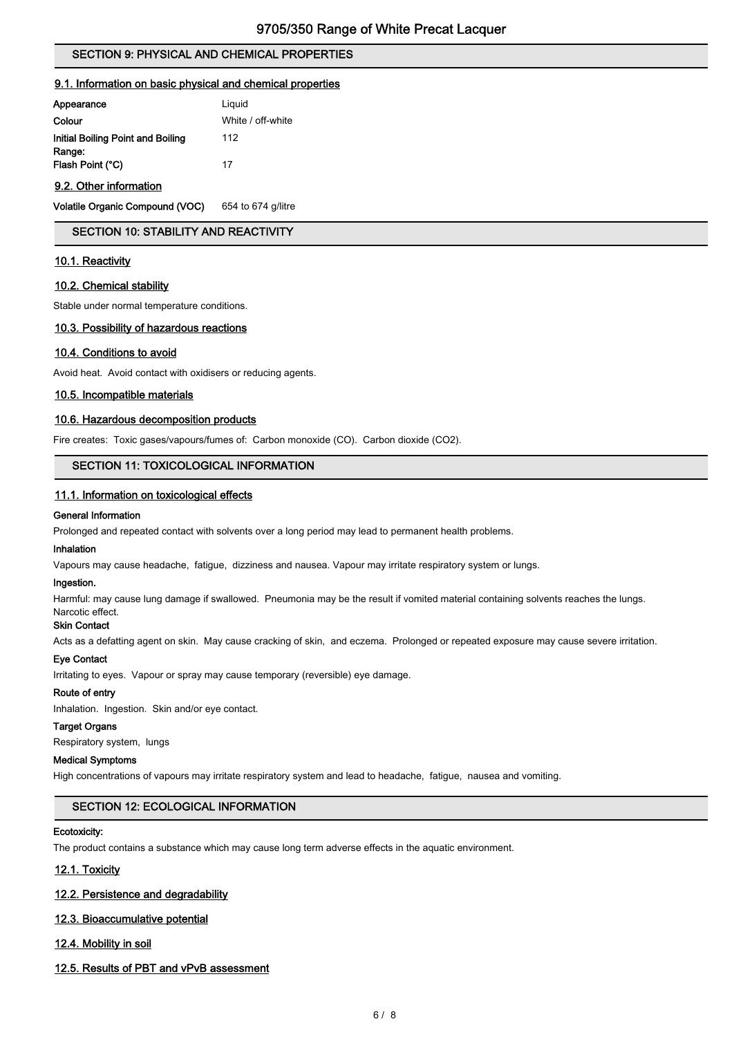## SECTION 9: PHYSICAL AND CHEMICAL PROPERTIES

### 9.1. Information on basic physical and chemical properties

| | |
|---|---|
| **Appearance** | Liquid |
| **Colour** | White / off-white |
| **Initial Boiling Point and Boiling Range:** | 112 |
| **Flash Point (°C)** | 17 |

### 9.2. Other information

| | |
|---|---|
| **Volatile Organic Compound (VOC)** | 654 to 674 g/litre |

## SECTION 10: STABILITY AND REACTIVITY

### 10.1. Reactivity

### 10.2. Chemical stability

Stable under normal temperature conditions.

### 10.3. Possibility of hazardous reactions

### 10.4. Conditions to avoid

Avoid heat. Avoid contact with oxidisers or reducing agents.

### 10.5. Incompatible materials

### 10.6. Hazardous decomposition products

Fire creates: Toxic gases/vapours/fumes of: Carbon monoxide (CO). Carbon dioxide ($CO_2$).

## SECTION 11: TOXICOLOGICAL INFORMATION

### 11.1. Information on toxicological effects

**General Information**

Prolonged and repeated contact with solvents over a long period may lead to permanent health problems.

**Inhalation**

Vapours may cause headache, fatigue, dizziness and nausea. Vapour may irritate respiratory system or lungs.

**Ingestion.**

Harmful: may cause lung damage if swallowed. Pneumonia may be the result if vomited material containing solvents reaches the lungs. Narcotic effect.

**Skin Contact**

Acts as a defatting agent on skin. May cause cracking of skin, and eczema. Prolonged or repeated exposure may cause severe irritation.

**Eye Contact**

Irritating to eyes. Vapour or spray may cause temporary (reversible) eye damage.

**Route of entry**

Inhalation. Ingestion. Skin and/or eye contact.

**Target Organs**

Respiratory system, lungs

**Medical Symptoms**

High concentrations of vapours may irritate respiratory system and lead to headache, fatigue, nausea and vomiting.

## SECTION 12: ECOLOGICAL INFORMATION

**Ecotoxicity:**

The product contains a substance which may cause long term adverse effects in the aquatic environment.

### 12.1. Toxicity

### 12.2. Persistence and degradability

### 12.3. Bioaccumulative potential

### 12.4. Mobility in soil

### 12.5. Results of PBT and vPvB assessment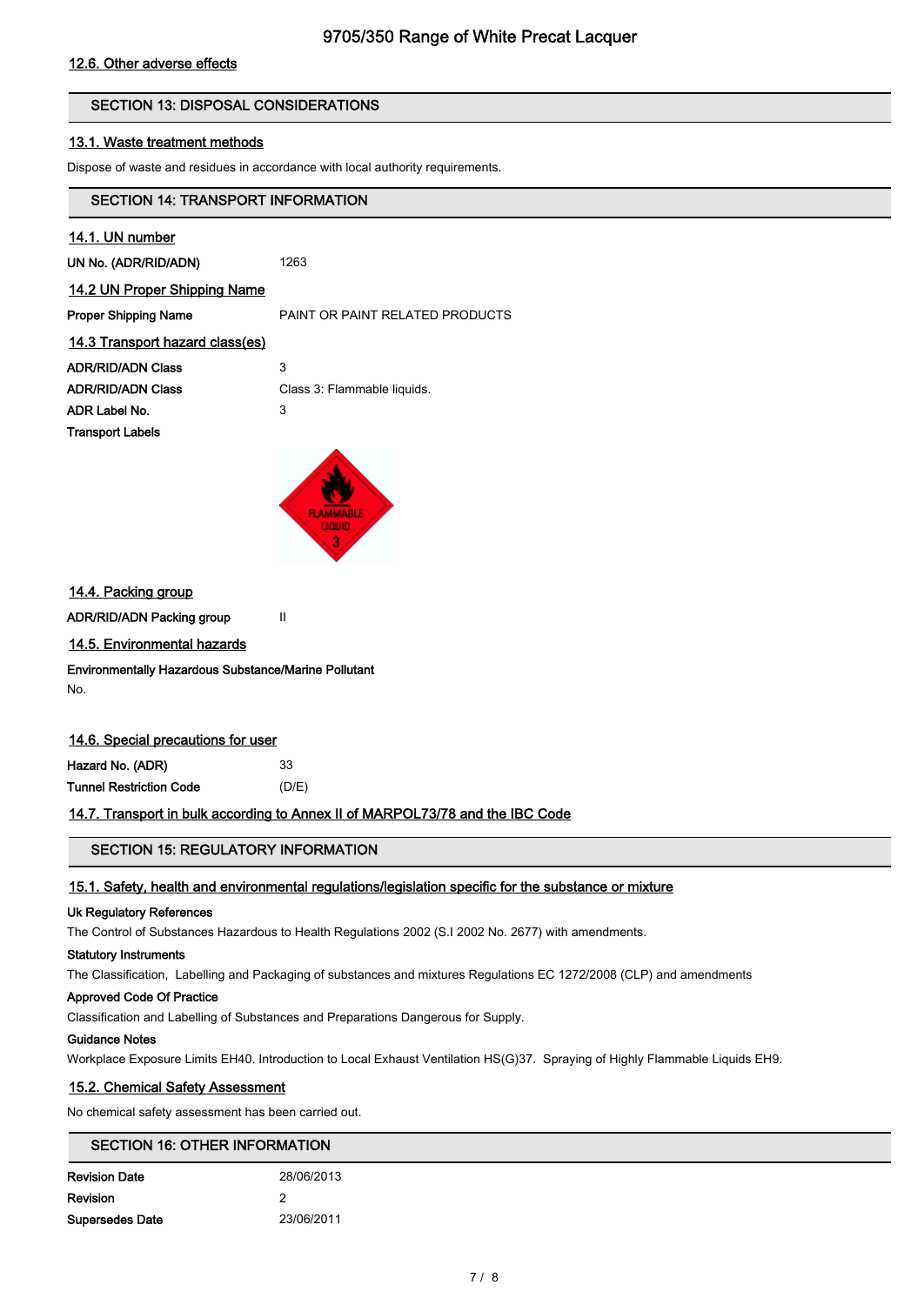### 12.6. Other adverse effects

## SECTION 13: DISPOSAL CONSIDERATIONS

### 13.1. Waste treatment methods

Dispose of waste and residues in accordance with local authority requirements.

## SECTION 14: TRANSPORT INFORMATION

### 14.1. UN number

**UN No. (ADR/RID/ADN)** 1263

### 14.2 UN Proper Shipping Name

**Proper Shipping Name** PAINT OR PAINT RELATED PRODUCTS

### 14.3 Transport hazard class(es)

**ADR/RID/ADN Class** 3

**ADR/RID/ADN Class** Class 3: Flammable liquids.

**ADR Label No.** 3

**Transport Labels**

### 14.4. Packing group

**ADR/RID/ADN Packing group** II

### 14.5. Environmental hazards

**Environmentally Hazardous Substance/Marine Pollutant**

No.

### 14.6. Special precautions for user

**Hazard No. (ADR)** 33

**Tunnel Restriction Code** (D/E)

### 14.7. Transport in bulk according to Annex II of MARPOL73/78 and the IBC Code

## SECTION 15: REGULATORY INFORMATION

### 15.1. Safety, health and environmental regulations/legislation specific for the substance or mixture

**Uk Regulatory References**

The Control of Substances Hazardous to Health Regulations 2002 (S.I 2002 No. 2677) with amendments.

**Statutory Instruments**

The Classification, Labelling and Packaging of substances and mixtures Regulations EC 1272/2008 (CLP) and amendments

**Approved Code Of Practice**

Classification and Labelling of Substances and Preparations Dangerous for Supply.

**Guidance Notes**

Workplace Exposure Limits EH40. Introduction to Local Exhaust Ventilation HS(G)37. Spraying of Highly Flammable Liquids EH9.

### 15.2. Chemical Safety Assessment

No chemical safety assessment has been carried out.

## SECTION 16: OTHER INFORMATION

**Revision Date** 28/06/2013

**Revision** 2

**Supersedes Date** 23/06/2011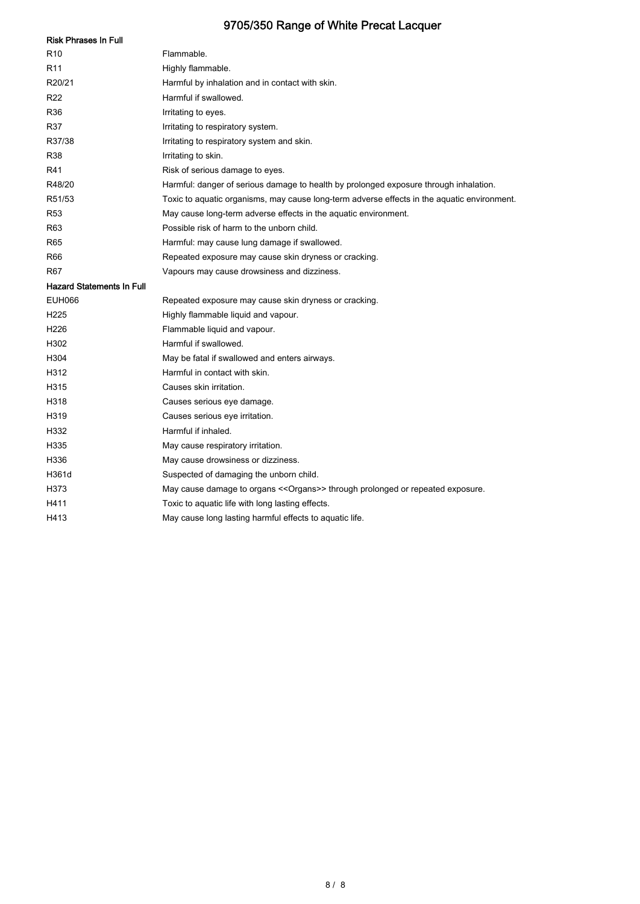**Risk Phrases In Full**

| | |
|---|---|
| R10 | Flammable. |
| R11 | Highly flammable. |
| R20/21 | Harmful by inhalation and in contact with skin. |
| R22 | Harmful if swallowed. |
| R36 | Irritating to eyes. |
| R37 | Irritating to respiratory system. |
| R37/38 | Irritating to respiratory system and skin. |
| R38 | Irritating to skin. |
| R41 | Risk of serious damage to eyes. |
| R48/20 | Harmful: danger of serious damage to health by prolonged exposure through inhalation. |
| R51/53 | Toxic to aquatic organisms, may cause long-term adverse effects in the aquatic environment. |
| R53 | May cause long-term adverse effects in the aquatic environment. |
| R63 | Possible risk of harm to the unborn child. |
| R65 | Harmful: may cause lung damage if swallowed. |
| R66 | Repeated exposure may cause skin dryness or cracking. |
| R67 | Vapours may cause drowsiness and dizziness. |

**Hazard Statements In Full**

| | |
|---|---|
| EUH066 | Repeated exposure may cause skin dryness or cracking. |
| H225 | Highly flammable liquid and vapour. |
| H226 | Flammable liquid and vapour. |
| H302 | Harmful if swallowed. |
| H304 | May be fatal if swallowed and enters airways. |
| H312 | Harmful in contact with skin. |
| H315 | Causes skin irritation. |
| H318 | Causes serious eye damage. |
| H319 | Causes serious eye irritation. |
| H332 | Harmful if inhaled. |
| H335 | May cause respiratory irritation. |
| H336 | May cause drowsiness or dizziness. |
| H361d | Suspected of damaging the unborn child. |
| H373 | May cause damage to organs <<Organs>> through prolonged or repeated exposure. |
| H411 | Toxic to aquatic life with long lasting effects. |
| H413 | May cause long lasting harmful effects to aquatic life. |